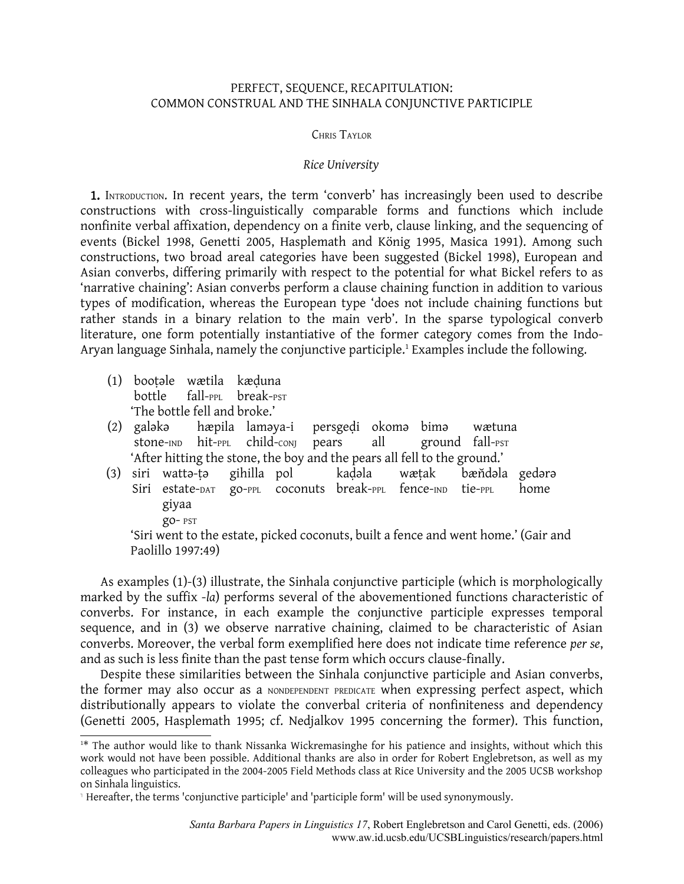PERFECT, SEQUENCE, RECAPITULATION:
COMMON CONSTRUAL AND THE SINHALA CONJUNCTIVE PARTICIPLE

CHRIS TAYLOR

*Rice University*

**1.** INTRODUCTION. In recent years, the term 'converb' has increasingly been used to describe constructions with cross-linguistically comparable forms and functions which include nonfinite verbal affixation, dependency on a finite verb, clause linking, and the sequencing of events (Bickel 1998, Genetti 2005, Hasplemath and König 1995, Masica 1991). Among such constructions, two broad areal categories have been suggested (Bickel 1998), European and Asian converbs, differing primarily with respect to the potential for what Bickel refers to as 'narrative chaining': Asian converbs perform a clause chaining function in addition to various types of modification, whereas the European type 'does not include chaining functions but rather stands in a binary relation to the main verb'. In the sparse typological converb literature, one form potentially instantiative of the former category comes from the Indo-Aryan language Sinhala, namely the conjunctive participle.[1] Examples include the following.

(1) booṭəle wætila kæḍuna
bottle fall-PPL break-PST
'The bottle fell and broke.'

(2) galəkə hæpila laməya-i persgeḍi okomə bimə wætuna
stone-IND hit-PPL child-CONJ pears all ground fall-PST
'After hitting the stone, the boy and the pears all fell to the ground.'

(3) siri wattə-ṭə gihilla pol kaḍəla wæṭak bæňdəla gedərə giyaa
Siri estate-DAT go-PPL coconuts break-PPL fence-IND tie-PPL home go-PST
'Siri went to the estate, picked coconuts, built a fence and went home.' (Gair and Paolillo 1997:49)

As examples (1)-(3) illustrate, the Sinhala conjunctive participle (which is morphologically marked by the suffix *-la*) performs several of the abovementioned functions characteristic of converbs. For instance, in each example the conjunctive participle expresses temporal sequence, and in (3) we observe narrative chaining, claimed to be characteristic of Asian converbs. Moreover, the verbal form exemplified here does not indicate time reference *per se*, and as such is less finite than the past tense form which occurs clause-finally.

Despite these similarities between the Sinhala conjunctive participle and Asian converbs, the former may also occur as a NONDEPENDENT PREDICATE when expressing perfect aspect, which distributionally appears to violate the converbal criteria of nonfiniteness and dependency (Genetti 2005, Hasplemath 1995; cf. Nedjalkov 1995 concerning the former). This function,

---

[1]* The author would like to thank Nissanka Wickremasinghe for his patience and insights, without which this work would not have been possible. Additional thanks are also in order for Robert Englebretson, as well as my colleagues who participated in the 2004-2005 Field Methods class at Rice University and the 2005 UCSB workshop on Sinhala linguistics.

[1] Hereafter, the terms 'conjunctive participle' and 'participle form' will be used synonymously.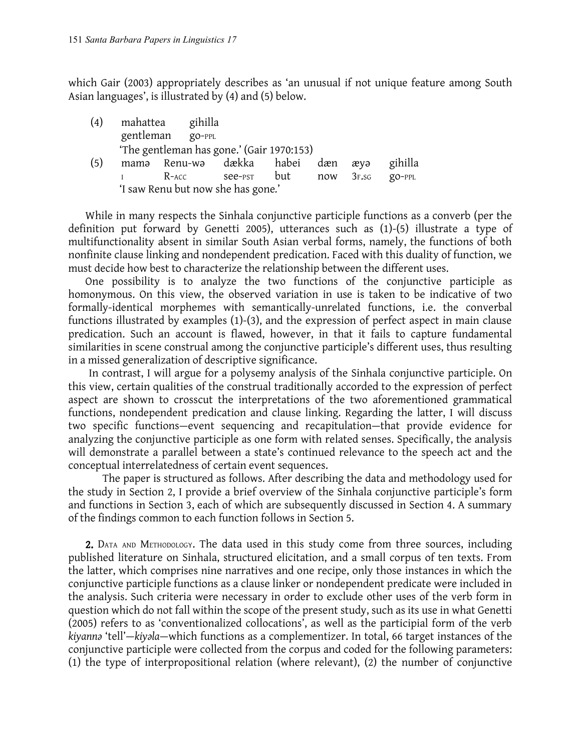which Gair (2003) appropriately describes as 'an unusual if not unique feature among South Asian languages', is illustrated by (4) and (5) below.

| | | | | | | | | |
|---|---|---|---|---|---|---|---|---|
| (4) | mahattea | gihilla | | | | | | |
| | gentleman | go-PPL | | | | | | |
| | 'The gentleman has gone.' (Gair 1970:153) | | | | | | | |
| (5) | mamə | Renu-wə | dækka | habei | dæn | æyə | gihilla | |
| | I | R-ACC | see-PST | but | now | 3F.SG | go-PPL | |
| | 'I saw Renu but now she has gone.' | | | | | | | |

While in many respects the Sinhala conjunctive participle functions as a converb (per the definition put forward by Genetti 2005), utterances such as (1)-(5) illustrate a type of multifunctionality absent in similar South Asian verbal forms, namely, the functions of both nonfinite clause linking and nondependent predication. Faced with this duality of function, we must decide how best to characterize the relationship between the different uses.

One possibility is to analyze the two functions of the conjunctive participle as homonymous. On this view, the observed variation in use is taken to be indicative of two formally-identical morphemes with semantically-unrelated functions, i.e. the converbal functions illustrated by examples (1)-(3), and the expression of perfect aspect in main clause predication. Such an account is flawed, however, in that it fails to capture fundamental similarities in scene construal among the conjunctive participle's different uses, thus resulting in a missed generalization of descriptive significance.

In contrast, I will argue for a polysemy analysis of the Sinhala conjunctive participle. On this view, certain qualities of the construal traditionally accorded to the expression of perfect aspect are shown to crosscut the interpretations of the two aforementioned grammatical functions, nondependent predication and clause linking. Regarding the latter, I will discuss two specific functions—event sequencing and recapitulation—that provide evidence for analyzing the conjunctive participle as one form with related senses. Specifically, the analysis will demonstrate a parallel between a state's continued relevance to the speech act and the conceptual interrelatedness of certain event sequences.

The paper is structured as follows. After describing the data and methodology used for the study in Section 2, I provide a brief overview of the Sinhala conjunctive participle's form and functions in Section 3, each of which are subsequently discussed in Section 4. A summary of the findings common to each function follows in Section 5.

**2.** DATA AND METHODOLOGY. The data used in this study come from three sources, including published literature on Sinhala, structured elicitation, and a small corpus of ten texts. From the latter, which comprises nine narratives and one recipe, only those instances in which the conjunctive participle functions as a clause linker or nondependent predicate were included in the analysis. Such criteria were necessary in order to exclude other uses of the verb form in question which do not fall within the scope of the present study, such as its use in what Genetti (2005) refers to as 'conventionalized collocations', as well as the participial form of the verb *kiyannə* 'tell'—*kiyəla*—which functions as a complementizer. In total, 66 target instances of the conjunctive participle were collected from the corpus and coded for the following parameters: (1) the type of interpropositional relation (where relevant), (2) the number of conjunctive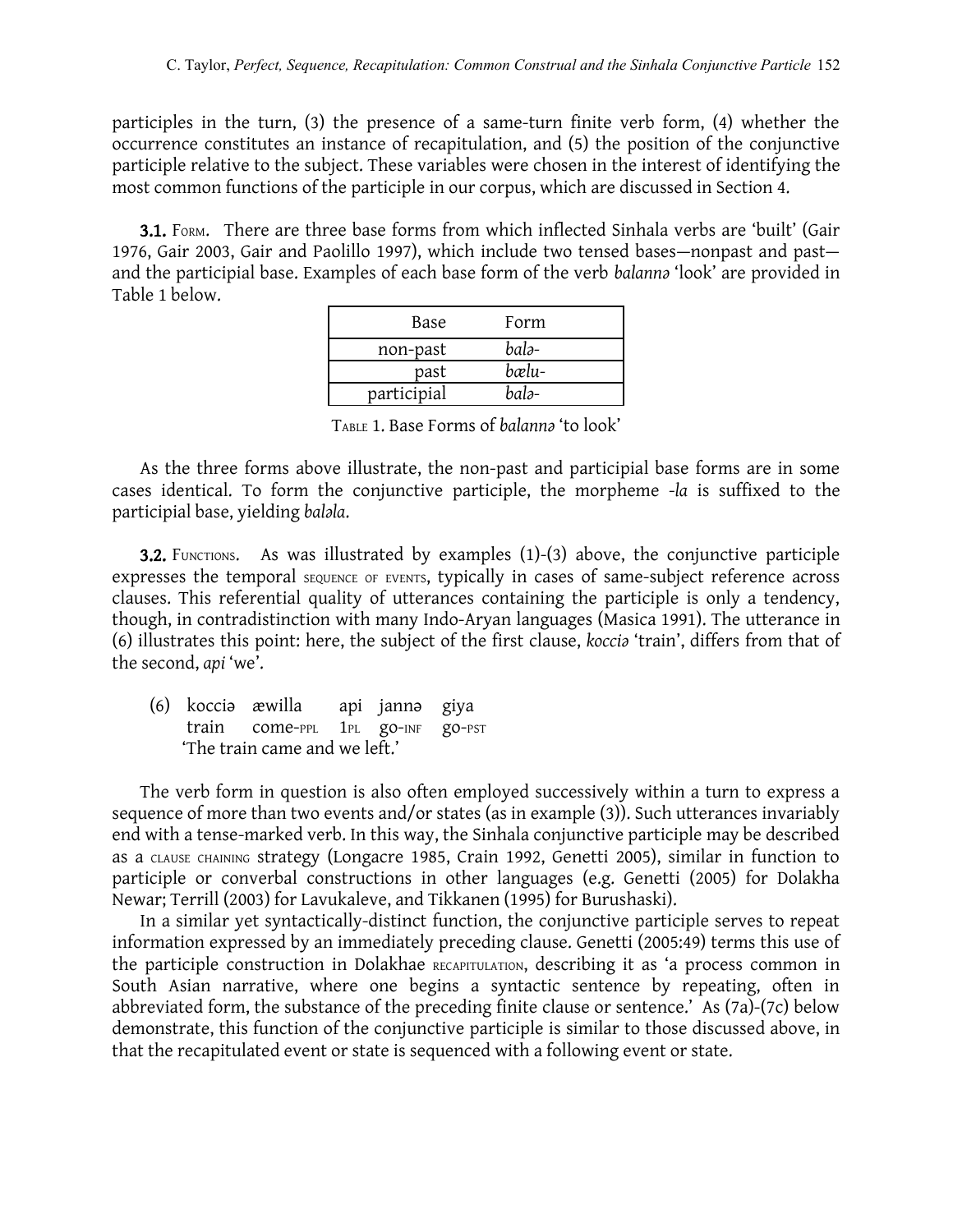participles in the turn, (3) the presence of a same-turn finite verb form, (4) whether the occurrence constitutes an instance of recapitulation, and (5) the position of the conjunctive participle relative to the subject. These variables were chosen in the interest of identifying the most common functions of the participle in our corpus, which are discussed in Section 4.

**3.1.** Form. There are three base forms from which inflected Sinhala verbs are 'built' (Gair 1976, Gair 2003, Gair and Paolillo 1997), which include two tensed bases—nonpast and past—and the participial base. Examples of each base form of the verb *balannə* 'look' are provided in Table 1 below.

| Base | Form |
|---|---|
| non-past | *balə-* |
| past | *bælu-* |
| participial | *balə-* |

Table 1. Base Forms of *balannə* 'to look'

As the three forms above illustrate, the non-past and participial base forms are in some cases identical. To form the conjunctive participle, the morpheme *-la* is suffixed to the participial base, yielding *baləla*.

**3.2.** Functions. As was illustrated by examples (1)-(3) above, the conjunctive participle expresses the temporal sequence of events, typically in cases of same-subject reference across clauses. This referential quality of utterances containing the participle is only a tendency, though, in contradistinction with many Indo-Aryan languages (Masica 1991). The utterance in (6) illustrates this point: here, the subject of the first clause, *kocciə* 'train', differs from that of the second, *api* 'we'.

(6) kocciə æwilla api jannə giya
 train come-PPL 1PL go-INF go-PST
 'The train came and we left.'

The verb form in question is also often employed successively within a turn to express a sequence of more than two events and/or states (as in example (3)). Such utterances invariably end with a tense-marked verb. In this way, the Sinhala conjunctive participle may be described as a clause chaining strategy (Longacre 1985, Crain 1992, Genetti 2005), similar in function to participle or converbal constructions in other languages (e.g. Genetti (2005) for Dolakha Newar; Terrill (2003) for Lavukaleve, and Tikkanen (1995) for Burushaski).

In a similar yet syntactically-distinct function, the conjunctive participle serves to repeat information expressed by an immediately preceding clause. Genetti (2005:49) terms this use of the participle construction in Dolakhae recapitulation, describing it as 'a process common in South Asian narrative, where one begins a syntactic sentence by repeating, often in abbreviated form, the substance of the preceding finite clause or sentence.' As (7a)-(7c) below demonstrate, this function of the conjunctive participle is similar to those discussed above, in that the recapitulated event or state is sequenced with a following event or state.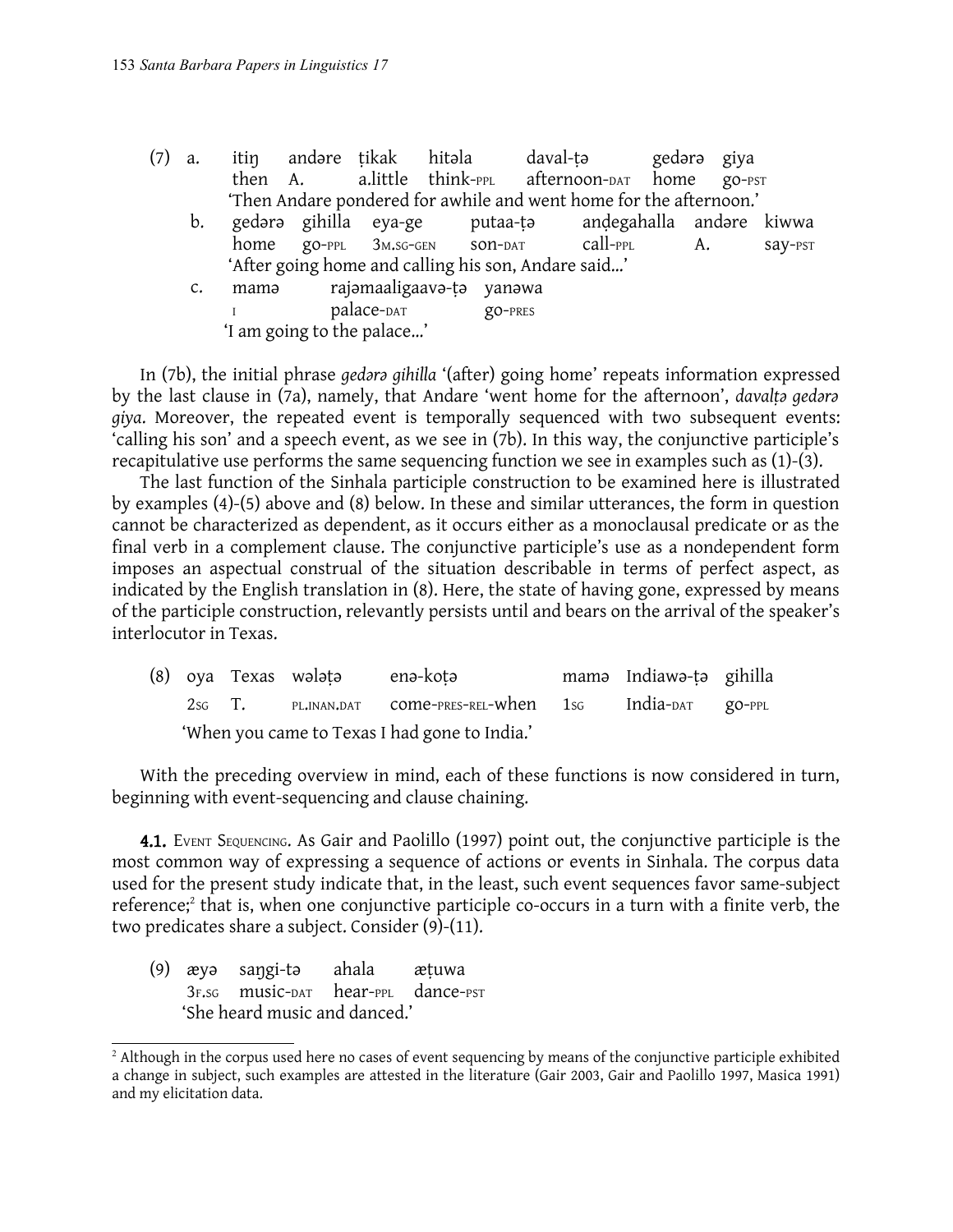(7) a. itiŋ andəre ṭikak hitəla daval-ṭə gedərə giya
then A. a.little think-PPL afternoon-DAT home go-PST
'Then Andare pondered for awhile and went home for the afternoon.'

b. gedərə gihilla eya-ge putaa-ṭə anḍegahalla andəre kiwwa
home go-PPL 3M.SG-GEN son-DAT call-PPL A. say-PST
'After going home and calling his son, Andare said...'

c. mamə rajəmaaligaavə-ṭə yanəwa
I palace-DAT go-PRES
'I am going to the palace...'

In (7b), the initial phrase *gedərə gihilla* '(after) going home' repeats information expressed by the last clause in (7a), namely, that Andare 'went home for the afternoon', *davalṭə gedərə giya*. Moreover, the repeated event is temporally sequenced with two subsequent events: 'calling his son' and a speech event, as we see in (7b). In this way, the conjunctive participle's recapitulative use performs the same sequencing function we see in examples such as (1)-(3).

The last function of the Sinhala participle construction to be examined here is illustrated by examples (4)-(5) above and (8) below. In these and similar utterances, the form in question cannot be characterized as dependent, as it occurs either as a monoclausal predicate or as the final verb in a complement clause. The conjunctive participle's use as a nondependent form imposes an aspectual construal of the situation describable in terms of perfect aspect, as indicated by the English translation in (8). Here, the state of having gone, expressed by means of the participle construction, relevantly persists until and bears on the arrival of the speaker's interlocutor in Texas.

(8) oya Texas wələṭə enə-koṭə mamə Indiawə-ṭə gihilla
2SG T. PL.INAN.DAT come-PRES-REL-when 1SG India-DAT go-PPL
'When you came to Texas I had gone to India.'

With the preceding overview in mind, each of these functions is now considered in turn, beginning with event-sequencing and clause chaining.

**4.1.** EVENT SEQUENCING. As Gair and Paolillo (1997) point out, the conjunctive participle is the most common way of expressing a sequence of actions or events in Sinhala. The corpus data used for the present study indicate that, in the least, such event sequences favor same-subject reference;[2] that is, when one conjunctive participle co-occurs in a turn with a finite verb, the two predicates share a subject. Consider (9)-(11).

(9) æyə saŋgi-tə ahala æṭuwa
3F.SG music-DAT hear-PPL dance-PST
'She heard music and danced.'

[2] Although in the corpus used here no cases of event sequencing by means of the conjunctive participle exhibited a change in subject, such examples are attested in the literature (Gair 2003, Gair and Paolillo 1997, Masica 1991) and my elicitation data.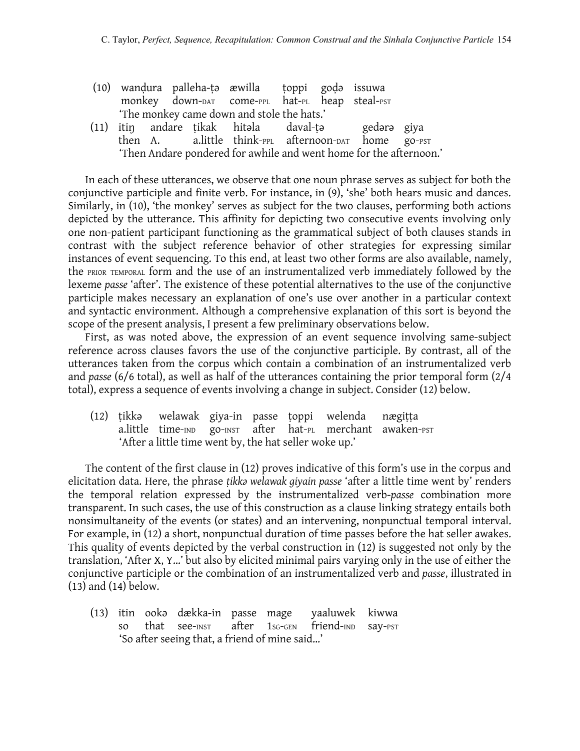(10) wanḍura palleha-ṭə æwilla ṭoppi goḍə issuwa
monkey down-DAT come-PPL hat-PL heap steal-PST
'The monkey came down and stole the hats.'

(11) itiŋ andare ṭikak hitəla daval-ṭə gedərə giya
then A. a.little think-PPL afternoon-DAT home go-PST
'Then Andare pondered for awhile and went home for the afternoon.'

In each of these utterances, we observe that one noun phrase serves as subject for both the conjunctive participle and finite verb. For instance, in (9), 'she' both hears music and dances. Similarly, in (10), 'the monkey' serves as subject for the two clauses, performing both actions depicted by the utterance. This affinity for depicting two consecutive events involving only one non-patient participant functioning as the grammatical subject of both clauses stands in contrast with the subject reference behavior of other strategies for expressing similar instances of event sequencing. To this end, at least two other forms are also available, namely, the PRIOR TEMPORAL form and the use of an instrumentalized verb immediately followed by the lexeme *passe* 'after'. The existence of these potential alternatives to the use of the conjunctive participle makes necessary an explanation of one's use over another in a particular context and syntactic environment. Although a comprehensive explanation of this sort is beyond the scope of the present analysis, I present a few preliminary observations below.

First, as was noted above, the expression of an event sequence involving same-subject reference across clauses favors the use of the conjunctive participle. By contrast, all of the utterances taken from the corpus which contain a combination of an instrumentalized verb and *passe* (6/6 total), as well as half of the utterances containing the prior temporal form (2/4 total), express a sequence of events involving a change in subject. Consider (12) below.

(12) ṭikkə welawak giya-in passe ṭoppi welenda nægiṭṭa
a.little time-IND go-INST after hat-PL merchant awaken-PST
'After a little time went by, the hat seller woke up.'

The content of the first clause in (12) proves indicative of this form's use in the corpus and elicitation data. Here, the phrase *ṭikkə welawak giyain passe* 'after a little time went by' renders the temporal relation expressed by the instrumentalized verb-*passe* combination more transparent. In such cases, the use of this construction as a clause linking strategy entails both nonsimultaneity of the events (or states) and an intervening, nonpunctual temporal interval. For example, in (12) a short, nonpunctual duration of time passes before the hat seller awakes. This quality of events depicted by the verbal construction in (12) is suggested not only by the translation, 'After X, Y...' but also by elicited minimal pairs varying only in the use of either the conjunctive participle or the combination of an instrumentalized verb and *passe*, illustrated in (13) and (14) below.

(13) itin ookə dækka-in passe mage yaaluwek kiwwa
so that see-INST after 1SG-GEN friend-IND say-PST
'So after seeing that, a friend of mine said...'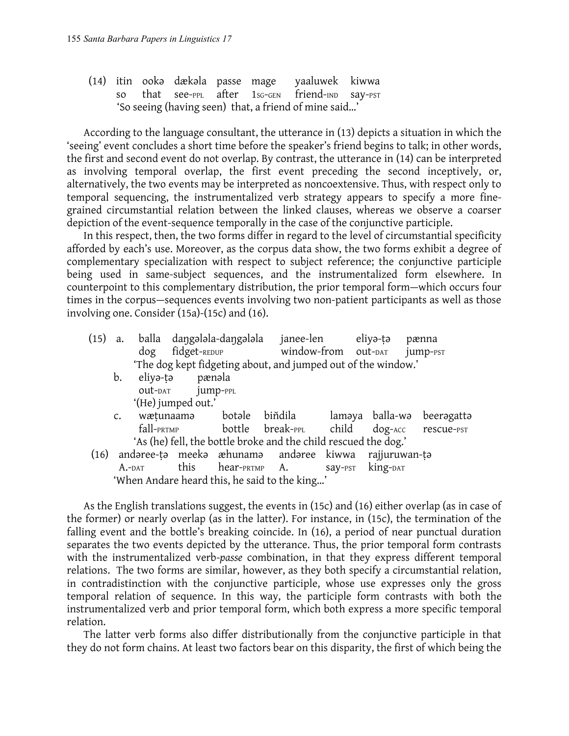(14) itin ookə dækəla passe mage yaaluwek kiwwa
so that see-PPL after 1SG-GEN friend-IND say-PST
'So seeing (having seen) that, a friend of mine said...'

According to the language consultant, the utterance in (13) depicts a situation in which the 'seeing' event concludes a short time before the speaker's friend begins to talk; in other words, the first and second event do not overlap. By contrast, the utterance in (14) can be interpreted as involving temporal overlap, the first event preceding the second inceptively, or, alternatively, the two events may be interpreted as noncoextensive. Thus, with respect only to temporal sequencing, the instrumentalized verb strategy appears to specify a more fine-grained circumstantial relation between the linked clauses, whereas we observe a coarser depiction of the event-sequence temporally in the case of the conjunctive participle.

In this respect, then, the two forms differ in regard to the level of circumstantial specificity afforded by each's use. Moreover, as the corpus data show, the two forms exhibit a degree of complementary specialization with respect to subject reference; the conjunctive participle being used in same-subject sequences, and the instrumentalized form elsewhere. In counterpoint to this complementary distribution, the prior temporal form—which occurs four times in the corpus—sequences events involving two non-patient participants as well as those involving one. Consider (15a)-(15c) and (16).

(15) a. balla daŋgələla-daŋgələla janee-len eliyə-ṭə pænna
dog fidget-REDUP window-from out-DAT jump-PST
'The dog kept fidgeting about, and jumped out of the window.'

b. eliyə-ṭə pænəla
out-DAT jump-PPL
'(He) jumped out.'

c. wæṭunaamə botəle biňdila laməya balla-wə beerəgattə
fall-PRTMP bottle break-PPL child dog-ACC rescue-PST
'As (he) fell, the bottle broke and the child rescued the dog.'

(16) andəree-ṭə meekə æhunamə andəree kiwwa rajjuruwan-ṭə
A.-DAT this hear-PRTMP A. say-PST king-DAT
'When Andare heard this, he said to the king...'

As the English translations suggest, the events in (15c) and (16) either overlap (as in case of the former) or nearly overlap (as in the latter). For instance, in (15c), the termination of the falling event and the bottle's breaking coincide. In (16), a period of near punctual duration separates the two events depicted by the utterance. Thus, the prior temporal form contrasts with the instrumentalized verb-*passe* combination, in that they express different temporal relations. The two forms are similar, however, as they both specify a circumstantial relation, in contradistinction with the conjunctive participle, whose use expresses only the gross temporal relation of sequence. In this way, the participle form contrasts with both the instrumentalized verb and prior temporal form, which both express a more specific temporal relation.

The latter verb forms also differ distributionally from the conjunctive participle in that they do not form chains. At least two factors bear on this disparity, the first of which being the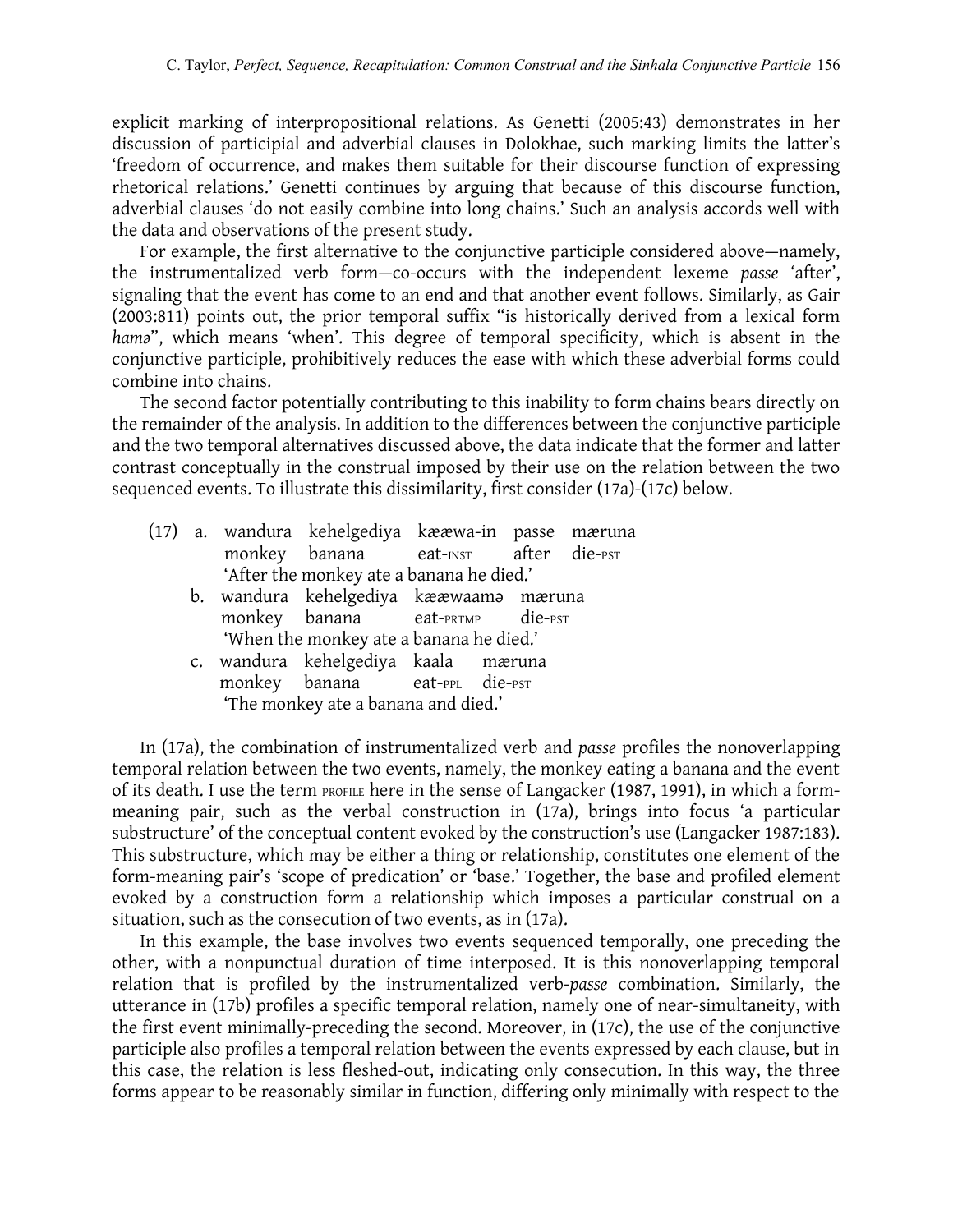explicit marking of interpropositional relations. As Genetti (2005:43) demonstrates in her discussion of participial and adverbial clauses in Dolokhae, such marking limits the latter's 'freedom of occurrence, and makes them suitable for their discourse function of expressing rhetorical relations.' Genetti continues by arguing that because of this discourse function, adverbial clauses 'do not easily combine into long chains.' Such an analysis accords well with the data and observations of the present study.

For example, the first alternative to the conjunctive participle considered above—namely, the instrumentalized verb form—co-occurs with the independent lexeme *passe* 'after', signaling that the event has come to an end and that another event follows. Similarly, as Gair (2003:811) points out, the prior temporal suffix "is historically derived from a lexical form *hamə*", which means 'when'. This degree of temporal specificity, which is absent in the conjunctive participle, prohibitively reduces the ease with which these adverbial forms could combine into chains.

The second factor potentially contributing to this inability to form chains bears directly on the remainder of the analysis. In addition to the differences between the conjunctive participle and the two temporal alternatives discussed above, the data indicate that the former and latter contrast conceptually in the construal imposed by their use on the relation between the two sequenced events. To illustrate this dissimilarity, first consider (17a)-(17c) below.

(17) a. wandura kehelgediya kææwa-in passe mæruna
monkey banana eat-INST after die-PST
'After the monkey ate a banana he died.'

b. wandura kehelgediya kææwaamə mæruna
monkey banana eat-PRTMP die-PST
'When the monkey ate a banana he died.'

c. wandura kehelgediya kaala mæruna
monkey banana eat-PPL die-PST
'The monkey ate a banana and died.'

In (17a), the combination of instrumentalized verb and *passe* profiles the nonoverlapping temporal relation between the two events, namely, the monkey eating a banana and the event of its death. I use the term PROFILE here in the sense of Langacker (1987, 1991), in which a form-meaning pair, such as the verbal construction in (17a), brings into focus 'a particular substructure' of the conceptual content evoked by the construction's use (Langacker 1987:183). This substructure, which may be either a thing or relationship, constitutes one element of the form-meaning pair's 'scope of predication' or 'base.' Together, the base and profiled element evoked by a construction form a relationship which imposes a particular construal on a situation, such as the consecution of two events, as in (17a).

In this example, the base involves two events sequenced temporally, one preceding the other, with a nonpunctual duration of time interposed. It is this nonoverlapping temporal relation that is profiled by the instrumentalized verb-*passe* combination. Similarly, the utterance in (17b) profiles a specific temporal relation, namely one of near-simultaneity, with the first event minimally-preceding the second. Moreover, in (17c), the use of the conjunctive participle also profiles a temporal relation between the events expressed by each clause, but in this case, the relation is less fleshed-out, indicating only consecution. In this way, the three forms appear to be reasonably similar in function, differing only minimally with respect to the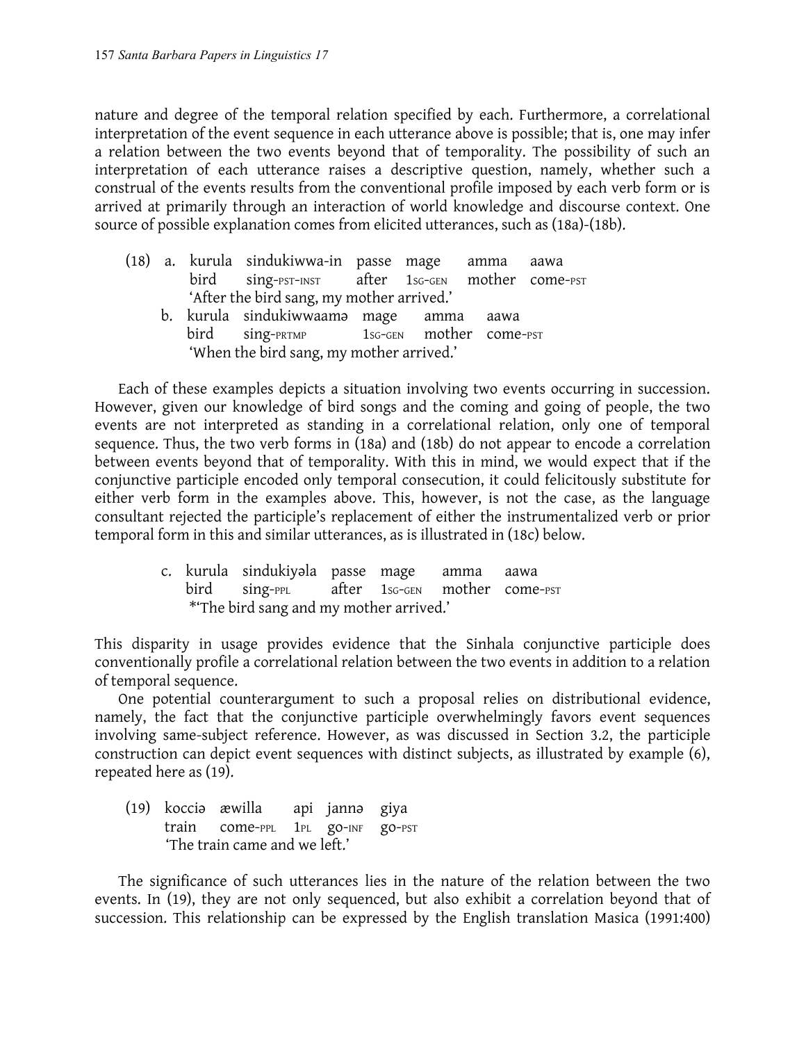nature and degree of the temporal relation specified by each. Furthermore, a correlational interpretation of the event sequence in each utterance above is possible; that is, one may infer a relation between the two events beyond that of temporality. The possibility of such an interpretation of each utterance raises a descriptive question, namely, whether such a construal of the events results from the conventional profile imposed by each verb form or is arrived at primarily through an interaction of world knowledge and discourse context. One source of possible explanation comes from elicited utterances, such as (18a)-(18b).

(18) a. kurula sindukiwwa-in passe mage amma aawa
bird sing-PST-INST after 1SG-GEN mother come-PST
'After the bird sang, my mother arrived.'

b. kurula sindukiwwaamə mage amma aawa
bird sing-PRTMP 1SG-GEN mother come-PST
'When the bird sang, my mother arrived.'

Each of these examples depicts a situation involving two events occurring in succession. However, given our knowledge of bird songs and the coming and going of people, the two events are not interpreted as standing in a correlational relation, only one of temporal sequence. Thus, the two verb forms in (18a) and (18b) do not appear to encode a correlation between events beyond that of temporality. With this in mind, we would expect that if the conjunctive participle encoded only temporal consecution, it could felicitously substitute for either verb form in the examples above. This, however, is not the case, as the language consultant rejected the participle's replacement of either the instrumentalized verb or prior temporal form in this and similar utterances, as is illustrated in (18c) below.

c. kurula sindukiyəla passe mage amma aawa
bird sing-PPL after 1SG-GEN mother come-PST
*'The bird sang and my mother arrived.'

This disparity in usage provides evidence that the Sinhala conjunctive participle does conventionally profile a correlational relation between the two events in addition to a relation of temporal sequence.

One potential counterargument to such a proposal relies on distributional evidence, namely, the fact that the conjunctive participle overwhelmingly favors event sequences involving same-subject reference. However, as was discussed in Section 3.2, the participle construction can depict event sequences with distinct subjects, as illustrated by example (6), repeated here as (19).

(19) kocciə æwilla api jannə giya
train come-PPL 1PL go-INF go-PST
'The train came and we left.'

The significance of such utterances lies in the nature of the relation between the two events. In (19), they are not only sequenced, but also exhibit a correlation beyond that of succession. This relationship can be expressed by the English translation Masica (1991:400)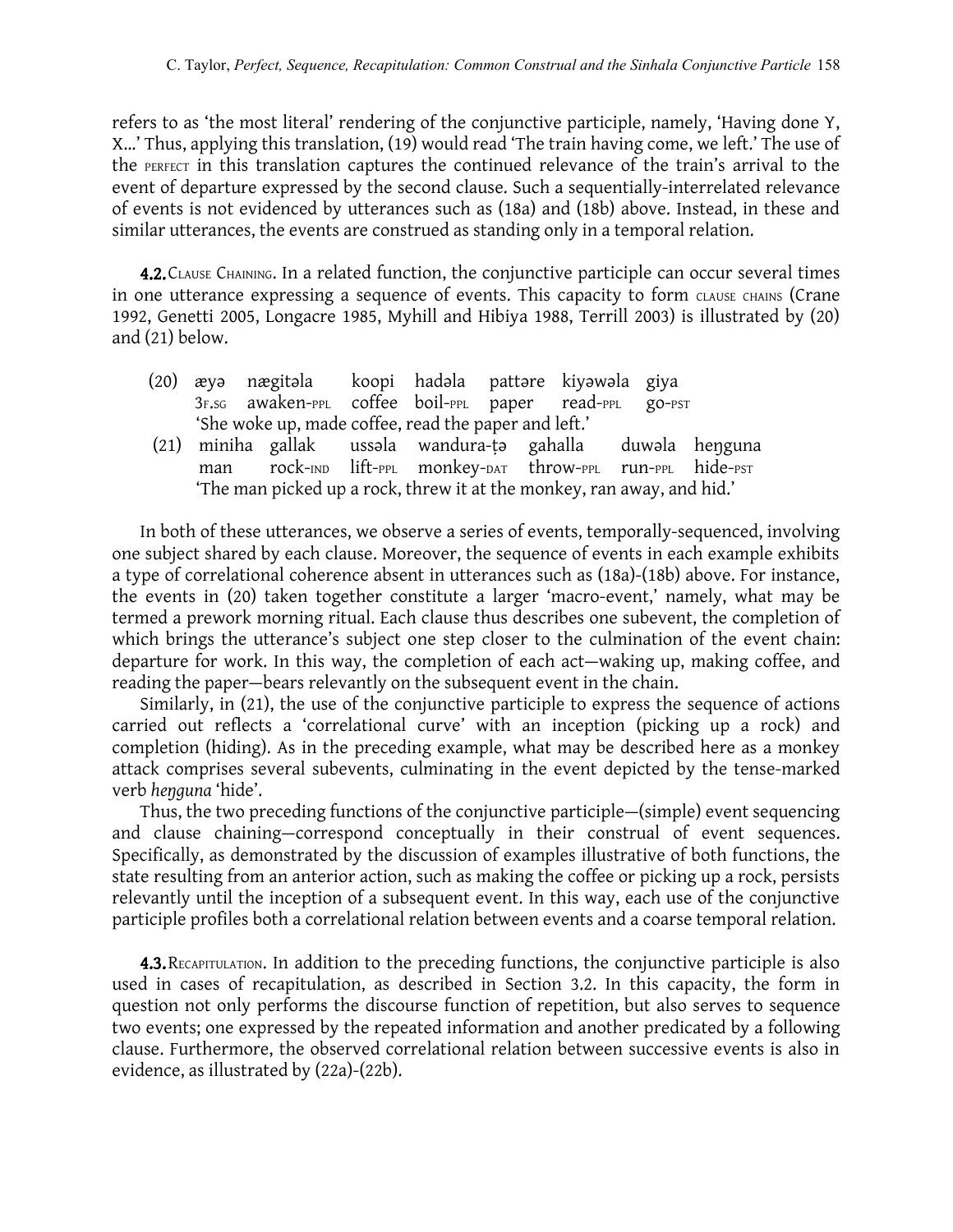refers to as 'the most literal' rendering of the conjunctive participle, namely, 'Having done Y, X...' Thus, applying this translation, (19) would read 'The train having come, we left.' The use of the PERFECT in this translation captures the continued relevance of the train's arrival to the event of departure expressed by the second clause. Such a sequentially-interrelated relevance of events is not evidenced by utterances such as (18a) and (18b) above. Instead, in these and similar utterances, the events are construed as standing only in a temporal relation.

**4.2.** CLAUSE CHAINING. In a related function, the conjunctive participle can occur several times in one utterance expressing a sequence of events. This capacity to form CLAUSE CHAINS (Crane 1992, Genetti 2005, Longacre 1985, Myhill and Hibiya 1988, Terrill 2003) is illustrated by (20) and (21) below.

(20) æyə nægitəla koopi hadəla pattəre kiyəwəla giya
3F.SG awaken-PPL coffee boil-PPL paper read-PPL go-PST
'She woke up, made coffee, read the paper and left.'

(21) miniha gallak ussəla wandura-ṭə gahalla duwəla heŋguna
man rock-IND lift-PPL monkey-DAT throw-PPL run-PPL hide-PST
'The man picked up a rock, threw it at the monkey, ran away, and hid.'

In both of these utterances, we observe a series of events, temporally-sequenced, involving one subject shared by each clause. Moreover, the sequence of events in each example exhibits a type of correlational coherence absent in utterances such as (18a)-(18b) above. For instance, the events in (20) taken together constitute a larger 'macro-event,' namely, what may be termed a prework morning ritual. Each clause thus describes one subevent, the completion of which brings the utterance's subject one step closer to the culmination of the event chain: departure for work. In this way, the completion of each act—waking up, making coffee, and reading the paper—bears relevantly on the subsequent event in the chain.

Similarly, in (21), the use of the conjunctive participle to express the sequence of actions carried out reflects a 'correlational curve' with an inception (picking up a rock) and completion (hiding). As in the preceding example, what may be described here as a monkey attack comprises several subevents, culminating in the event depicted by the tense-marked verb *heŋguna* 'hide'.

Thus, the two preceding functions of the conjunctive participle—(simple) event sequencing and clause chaining—correspond conceptually in their construal of event sequences. Specifically, as demonstrated by the discussion of examples illustrative of both functions, the state resulting from an anterior action, such as making the coffee or picking up a rock, persists relevantly until the inception of a subsequent event. In this way, each use of the conjunctive participle profiles both a correlational relation between events and a coarse temporal relation.

**4.3.** RECAPITULATION. In addition to the preceding functions, the conjunctive participle is also used in cases of recapitulation, as described in Section 3.2. In this capacity, the form in question not only performs the discourse function of repetition, but also serves to sequence two events; one expressed by the repeated information and another predicated by a following clause. Furthermore, the observed correlational relation between successive events is also in evidence, as illustrated by (22a)-(22b).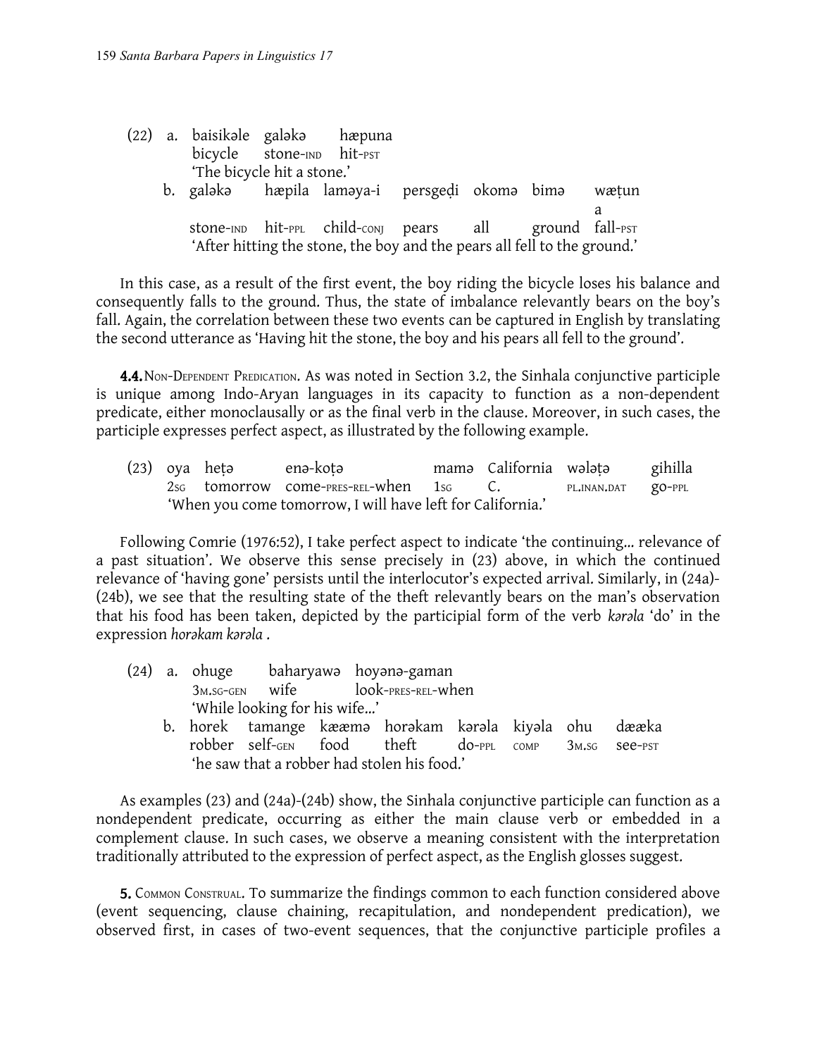(22) a. baisikəle galəkə hæpuna
bicycle stone-IND hit-PST
'The bicycle hit a stone.'

b. galəkə hæpila laməya-i persgeḍi okomə bimə wæṭuna
stone-IND hit-PPL child-CONJ pears all ground fall-PST
'After hitting the stone, the boy and the pears all fell to the ground.'

In this case, as a result of the first event, the boy riding the bicycle loses his balance and consequently falls to the ground. Thus, the state of imbalance relevantly bears on the boy's fall. Again, the correlation between these two events can be captured in English by translating the second utterance as 'Having hit the stone, the boy and his pears all fell to the ground'.

**4.4.** NON-DEPENDENT PREDICATION. As was noted in Section 3.2, the Sinhala conjunctive participle is unique among Indo-Aryan languages in its capacity to function as a non-dependent predicate, either monoclausally or as the final verb in the clause. Moreover, in such cases, the participle expresses perfect aspect, as illustrated by the following example.

(23) oya heṭə enə-koṭə mamə California wələṭə gihilla
2SG tomorrow come-PRES-REL-when 1SG C. PL.INAN.DAT go-PPL
'When you come tomorrow, I will have left for California.'

Following Comrie (1976:52), I take perfect aspect to indicate 'the continuing... relevance of a past situation'. We observe this sense precisely in (23) above, in which the continued relevance of 'having gone' persists until the interlocutor's expected arrival. Similarly, in (24a)-(24b), we see that the resulting state of the theft relevantly bears on the man's observation that his food has been taken, depicted by the participial form of the verb *kərəla* 'do' in the expression *horəkam kərəla* .

(24) a. ohuge baharyawə hoyənə-gaman
3M.SG-GEN wife look-PRES-REL-when
'While looking for his wife...'

b. horek tamange kææmə horəkam kərəla kiyəla ohu dææka
robber self-GEN food theft do-PPL COMP 3M.SG see-PST
'he saw that a robber had stolen his food.'

As examples (23) and (24a)-(24b) show, the Sinhala conjunctive participle can function as a nondependent predicate, occurring as either the main clause verb or embedded in a complement clause. In such cases, we observe a meaning consistent with the interpretation traditionally attributed to the expression of perfect aspect, as the English glosses suggest.

**5.** COMMON CONSTRUAL. To summarize the findings common to each function considered above (event sequencing, clause chaining, recapitulation, and nondependent predication), we observed first, in cases of two-event sequences, that the conjunctive participle profiles a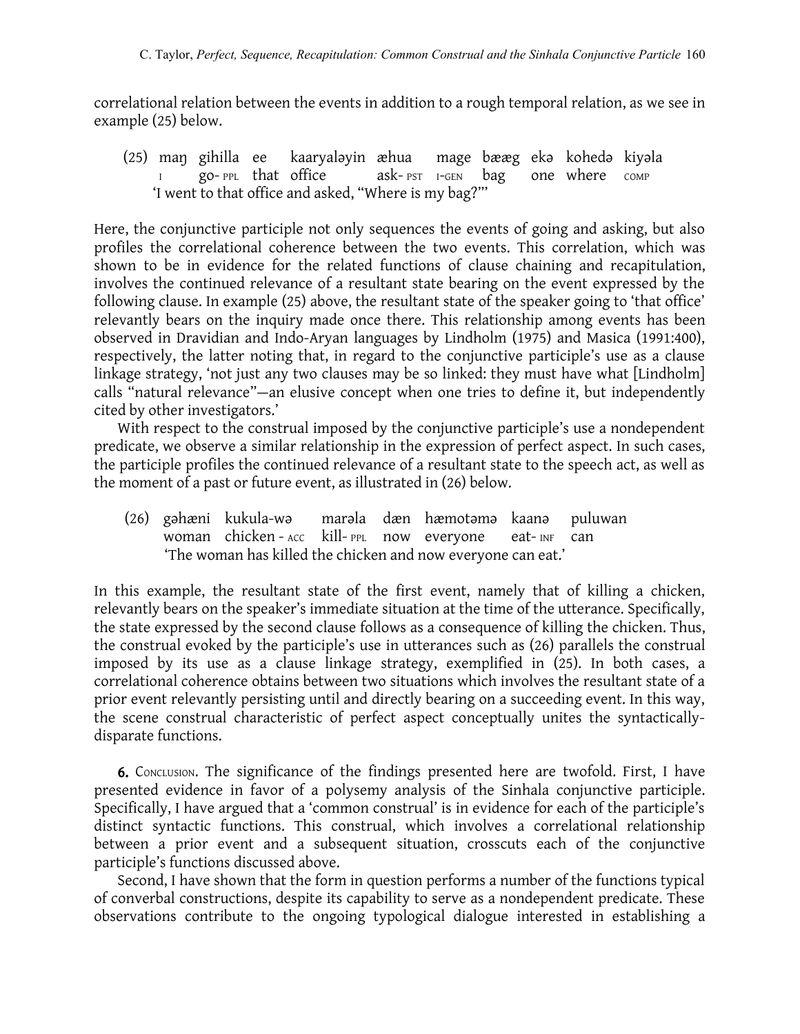correlational relation between the events in addition to a rough temporal relation, as we see in example (25) below.

(25) maŋ gihilla ee kaaryaləyin æhua mage bææg ekə kohedə kiyəla
I go- PPL that office ask- PST I-GEN bag one where COMP
'I went to that office and asked, "Where is my bag?"'

Here, the conjunctive participle not only sequences the events of going and asking, but also profiles the correlational coherence between the two events. This correlation, which was shown to be in evidence for the related functions of clause chaining and recapitulation, involves the continued relevance of a resultant state bearing on the event expressed by the following clause. In example (25) above, the resultant state of the speaker going to 'that office' relevantly bears on the inquiry made once there. This relationship among events has been observed in Dravidian and Indo-Aryan languages by Lindholm (1975) and Masica (1991:400), respectively, the latter noting that, in regard to the conjunctive participle's use as a clause linkage strategy, 'not just any two clauses may be so linked: they must have what [Lindholm] calls "natural relevance"—an elusive concept when one tries to define it, but independently cited by other investigators.'

With respect to the construal imposed by the conjunctive participle's use a nondependent predicate, we observe a similar relationship in the expression of perfect aspect. In such cases, the participle profiles the continued relevance of a resultant state to the speech act, as well as the moment of a past or future event, as illustrated in (26) below.

(26) gəhæni kukula-wə marəla dæn hæmotəmə kaanə puluwan
woman chicken - ACC kill- PPL now everyone eat- INF can
'The woman has killed the chicken and now everyone can eat.'

In this example, the resultant state of the first event, namely that of killing a chicken, relevantly bears on the speaker's immediate situation at the time of the utterance. Specifically, the state expressed by the second clause follows as a consequence of killing the chicken. Thus, the construal evoked by the participle's use in utterances such as (26) parallels the construal imposed by its use as a clause linkage strategy, exemplified in (25). In both cases, a correlational coherence obtains between two situations which involves the resultant state of a prior event relevantly persisting until and directly bearing on a succeeding event. In this way, the scene construal characteristic of perfect aspect conceptually unites the syntactically-disparate functions.

**6.** Conclusion. The significance of the findings presented here are twofold. First, I have presented evidence in favor of a polysemy analysis of the Sinhala conjunctive participle. Specifically, I have argued that a 'common construal' is in evidence for each of the participle's distinct syntactic functions. This construal, which involves a correlational relationship between a prior event and a subsequent situation, crosscuts each of the conjunctive participle's functions discussed above.

Second, I have shown that the form in question performs a number of the functions typical of converbal constructions, despite its capability to serve as a nondependent predicate. These observations contribute to the ongoing typological dialogue interested in establishing a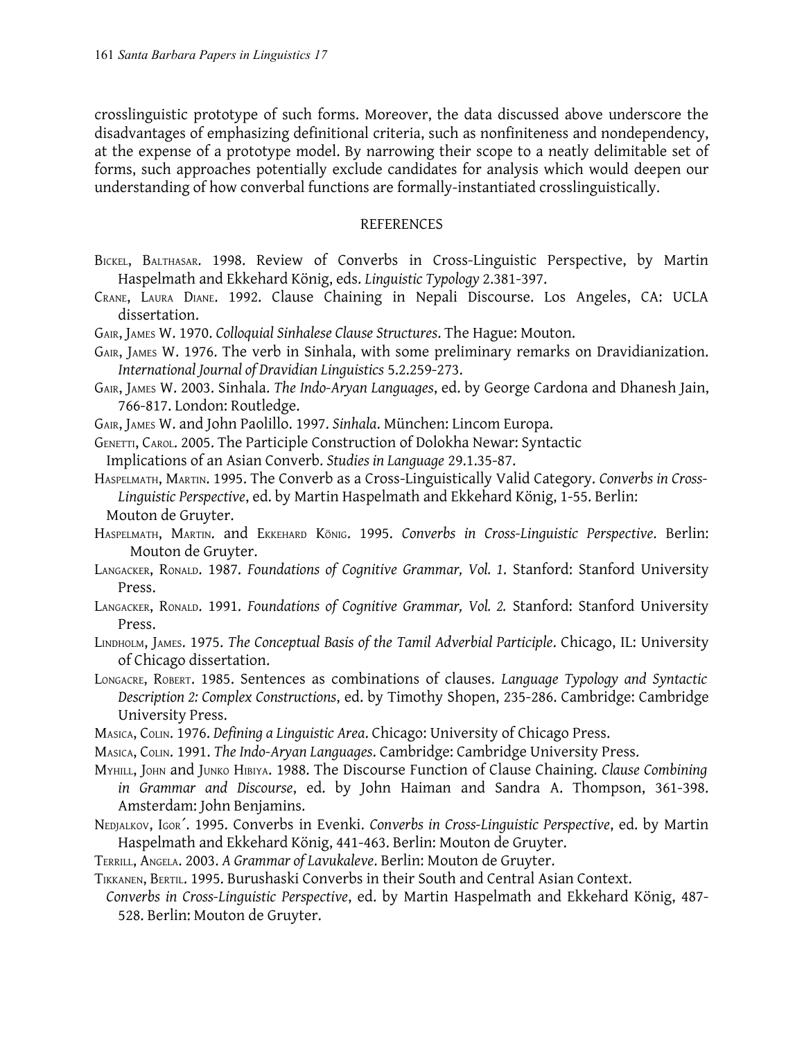crosslinguistic prototype of such forms. Moreover, the data discussed above underscore the disadvantages of emphasizing definitional criteria, such as nonfiniteness and nondependency, at the expense of a prototype model. By narrowing their scope to a neatly delimitable set of forms, such approaches potentially exclude candidates for analysis which would deepen our understanding of how converbal functions are formally-instantiated crosslinguistically.

## REFERENCES

Bickel, Balthasar. 1998. Review of Converbs in Cross-Linguistic Perspective, by Martin Haspelmath and Ekkehard König, eds. *Linguistic Typology* 2.381-397.

Crane, Laura Diane. 1992. Clause Chaining in Nepali Discourse. Los Angeles, CA: UCLA dissertation.

Gair, James W. 1970. *Colloquial Sinhalese Clause Structures*. The Hague: Mouton.

Gair, James W. 1976. The verb in Sinhala, with some preliminary remarks on Dravidianization. *International Journal of Dravidian Linguistics* 5.2.259-273.

Gair, James W. 2003. Sinhala. *The Indo-Aryan Languages*, ed. by George Cardona and Dhanesh Jain, 766-817. London: Routledge.

Gair, James W. and John Paolillo. 1997. *Sinhala*. München: Lincom Europa.

Genetti, Carol. 2005. The Participle Construction of Dolokha Newar: Syntactic Implications of an Asian Converb. *Studies in Language* 29.1.35-87.

Haspelmath, Martin. 1995. The Converb as a Cross-Linguistically Valid Category. *Converbs in Cross-Linguistic Perspective*, ed. by Martin Haspelmath and Ekkehard König, 1-55. Berlin: Mouton de Gruyter.

Haspelmath, Martin. and Ekkehard König. 1995. *Converbs in Cross-Linguistic Perspective*. Berlin: Mouton de Gruyter.

Langacker, Ronald. 1987. *Foundations of Cognitive Grammar, Vol. 1.* Stanford: Stanford University Press.

Langacker, Ronald. 1991. *Foundations of Cognitive Grammar, Vol. 2.* Stanford: Stanford University Press.

Lindholm, James. 1975. *The Conceptual Basis of the Tamil Adverbial Participle*. Chicago, IL: University of Chicago dissertation.

Longacre, Robert. 1985. Sentences as combinations of clauses. *Language Typology and Syntactic Description 2: Complex Constructions*, ed. by Timothy Shopen, 235-286. Cambridge: Cambridge University Press.

Masica, Colin. 1976. *Defining a Linguistic Area*. Chicago: University of Chicago Press.

Masica, Colin. 1991. *The Indo-Aryan Languages*. Cambridge: Cambridge University Press.

Myhill, John and Junko Hibiya. 1988. The Discourse Function of Clause Chaining. *Clause Combining in Grammar and Discourse*, ed. by John Haiman and Sandra A. Thompson, 361-398. Amsterdam: John Benjamins.

Nedjalkov, Igor´. 1995. Converbs in Evenki. *Converbs in Cross-Linguistic Perspective*, ed. by Martin Haspelmath and Ekkehard König, 441-463. Berlin: Mouton de Gruyter.

Terrill, Angela. 2003. *A Grammar of Lavukaleve*. Berlin: Mouton de Gruyter.

Tikkanen, Bertil. 1995. Burushaski Converbs in their South and Central Asian Context. *Converbs in Cross-Linguistic Perspective*, ed. by Martin Haspelmath and Ekkehard König, 487-528. Berlin: Mouton de Gruyter.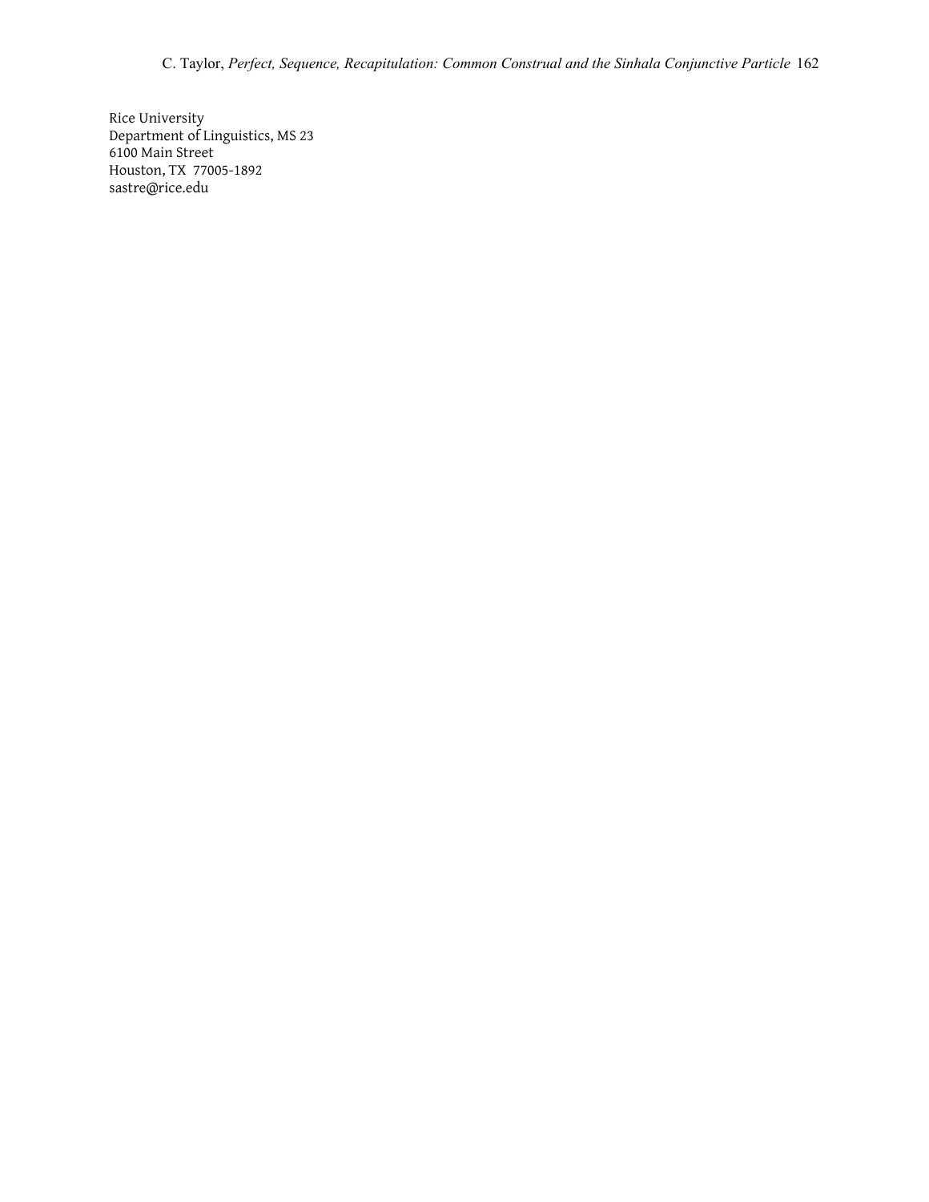Rice University
Department of Linguistics, MS 23
6100 Main Street
Houston, TX 77005-1892
sastre@rice.edu